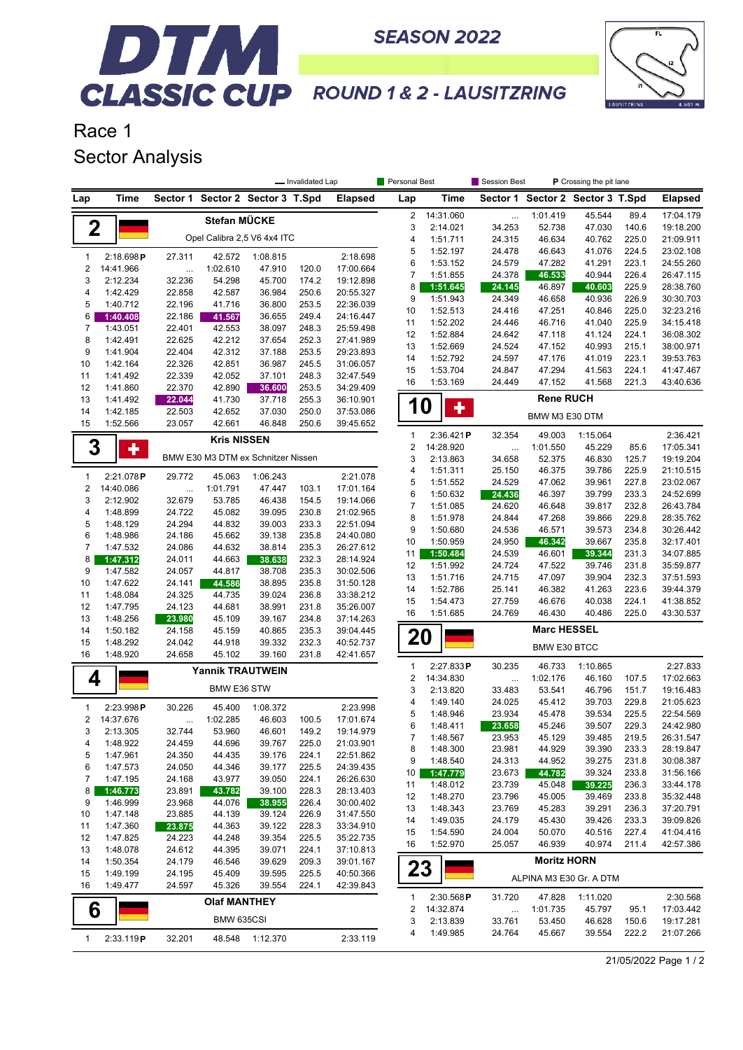# DTM CLASSIC CUP

**SEASON 2022**

**ROUND 1 & 2 - LAUSITZRING**

## Race 1

## Sector Analysis

Legend: Invalidated Lap | Personal Best | Session Best | P Crossing the pit lane

### 2 Stefan MÜCKE — Opel Calibra 2,5 V6 4x4 ITC

| Lap | Time | Sector 1 | Sector 2 | Sector 3 | T.Spd | Elapsed |
|---|---|---|---|---|---|---|
| 1 | 2:18.698 P | 27.311 | 42.572 | 1:08.815 | | 2:18.698 |
| 2 | 14:41.966 | ... | 1:02.610 | 47.910 | 120.0 | 17:00.664 |
| 3 | 2:12.234 | 32.236 | 54.298 | 45.700 | 174.2 | 19:12.898 |
| 4 | 1:42.429 | 22.858 | 42.587 | 36.984 | 250.6 | 20:55.327 |
| 5 | 1:40.712 | 22.196 | 41.716 | 36.800 | 253.5 | 22:36.039 |
| 6 | 1:40.408 | 22.186 | 41.567 | 36.655 | 249.4 | 24:16.447 |
| 7 | 1:43.051 | 22.401 | 42.553 | 38.097 | 248.3 | 25:59.498 |
| 8 | 1:42.491 | 22.625 | 42.212 | 37.654 | 252.3 | 27:41.989 |
| 9 | 1:41.904 | 22.404 | 42.312 | 37.188 | 253.5 | 29:23.893 |
| 10 | 1:42.164 | 22.326 | 42.851 | 36.987 | 245.5 | 31:06.057 |
| 11 | 1:41.492 | 22.339 | 42.052 | 37.101 | 248.3 | 32:47.549 |
| 12 | 1:41.860 | 22.370 | 42.890 | 36.600 | 253.5 | 34:29.409 |
| 13 | 1:41.492 | 22.044 | 41.730 | 37.718 | 255.3 | 36:10.901 |
| 14 | 1:42.185 | 22.503 | 42.652 | 37.030 | 250.0 | 37:53.086 |
| 15 | 1:52.566 | 23.057 | 42.661 | 46.848 | 250.6 | 39:45.652 |

### 3 Kris NISSEN — BMW E30 M3 DTM ex Schnitzer Nissen

| Lap | Time | Sector 1 | Sector 2 | Sector 3 | T.Spd | Elapsed |
|---|---|---|---|---|---|---|
| 1 | 2:21.078 P | 29.772 | 45.063 | 1:06.243 | | 2:21.078 |
| 2 | 14:40.086 | ... | 1:01.791 | 47.447 | 103.1 | 17:01.164 |
| 3 | 2:12.902 | 32.679 | 53.785 | 46.438 | 154.5 | 19:14.066 |
| 4 | 1:48.899 | 24.722 | 45.082 | 39.095 | 230.8 | 21:02.965 |
| 5 | 1:48.129 | 24.294 | 44.832 | 39.003 | 233.3 | 22:51.094 |
| 6 | 1:48.986 | 24.186 | 45.662 | 39.138 | 235.8 | 24:40.080 |
| 7 | 1:47.532 | 24.086 | 44.632 | 38.814 | 235.3 | 26:27.612 |
| 8 | 1:47.312 | 24.011 | 44.663 | 38.638 | 232.3 | 28:14.924 |
| 9 | 1:47.582 | 24.057 | 44.817 | 38.708 | 235.3 | 30:02.506 |
| 10 | 1:47.622 | 24.141 | 44.586 | 38.895 | 235.8 | 31:50.128 |
| 11 | 1:48.084 | 24.325 | 44.735 | 39.024 | 236.8 | 33:38.212 |
| 12 | 1:47.795 | 24.123 | 44.681 | 38.991 | 231.8 | 35:26.007 |
| 13 | 1:48.256 | 23.980 | 45.109 | 39.167 | 234.8 | 37:14.263 |
| 14 | 1:50.182 | 24.158 | 45.159 | 40.865 | 235.3 | 39:04.445 |
| 15 | 1:48.292 | 24.042 | 44.918 | 39.332 | 232.3 | 40:52.737 |
| 16 | 1:48.920 | 24.658 | 45.102 | 39.160 | 231.8 | 42:41.657 |

### 4 Yannik TRAUTWEIN — BMW E36 STW

| Lap | Time | Sector 1 | Sector 2 | Sector 3 | T.Spd | Elapsed |
|---|---|---|---|---|---|---|
| 1 | 2:23.998 P | 30.226 | 45.400 | 1:08.372 | | 2:23.998 |
| 2 | 14:37.676 | ... | 1:02.285 | 46.603 | 100.5 | 17:01.674 |
| 3 | 2:13.305 | 32.744 | 53.960 | 46.601 | 149.2 | 19:14.979 |
| 4 | 1:48.922 | 24.459 | 44.696 | 39.767 | 225.0 | 21:03.901 |
| 5 | 1:47.961 | 24.350 | 44.435 | 39.176 | 224.1 | 22:51.862 |
| 6 | 1:47.573 | 24.050 | 44.346 | 39.177 | 225.5 | 24:39.435 |
| 7 | 1:47.195 | 24.168 | 43.977 | 39.050 | 224.1 | 26:26.630 |
| 8 | 1:46.773 | 23.891 | 43.782 | 39.100 | 228.3 | 28:13.403 |
| 9 | 1:46.999 | 23.968 | 44.076 | 38.955 | 226.4 | 30:00.402 |
| 10 | 1:47.148 | 23.885 | 44.139 | 39.124 | 226.9 | 31:47.550 |
| 11 | 1:47.360 | 23.875 | 44.363 | 39.122 | 228.3 | 33:34.910 |
| 12 | 1:47.825 | 24.223 | 44.248 | 39.354 | 225.5 | 35:22.735 |
| 13 | 1:48.078 | 24.612 | 44.395 | 39.071 | 224.1 | 37:10.813 |
| 14 | 1:50.354 | 24.179 | 46.546 | 39.629 | 209.3 | 39:01.167 |
| 15 | 1:49.199 | 24.195 | 45.409 | 39.595 | 225.5 | 40:50.366 |
| 16 | 1:49.477 | 24.597 | 45.326 | 39.554 | 224.1 | 42:39.843 |

### 6 Olaf MANTHEY — BMW 635CSI

| Lap | Time | Sector 1 | Sector 2 | Sector 3 | T.Spd | Elapsed |
|---|---|---|---|---|---|---|
| 1 | 2:33.119 P | 32.201 | 48.548 | 1:12.370 | | 2:33.119 |
| 2 | 14:31.060 | ... | 1:01.419 | 45.544 | 89.4 | 17:04.179 |
| 3 | 2:14.021 | 34.253 | 52.738 | 47.030 | 140.6 | 19:18.200 |
| 4 | 1:51.711 | 24.315 | 46.634 | 40.762 | 225.0 | 21:09.911 |
| 5 | 1:52.197 | 24.478 | 46.643 | 41.076 | 224.5 | 23:02.108 |
| 6 | 1:53.152 | 24.579 | 47.282 | 41.291 | 223.1 | 24:55.260 |
| 7 | 1:51.855 | 24.378 | 46.533 | 40.944 | 226.4 | 26:47.115 |
| 8 | 1:51.645 | 24.145 | 46.897 | 40.603 | 225.9 | 28:38.760 |
| 9 | 1:51.943 | 24.349 | 46.658 | 40.936 | 226.9 | 30:30.703 |
| 10 | 1:52.513 | 24.416 | 47.251 | 40.846 | 225.0 | 32:23.216 |
| 11 | 1:52.202 | 24.446 | 46.716 | 41.040 | 225.9 | 34:15.418 |
| 12 | 1:52.884 | 24.642 | 47.118 | 41.124 | 224.1 | 36:08.302 |
| 13 | 1:52.669 | 24.524 | 47.152 | 40.993 | 215.1 | 38:00.971 |
| 14 | 1:52.792 | 24.597 | 47.176 | 41.019 | 223.1 | 39:53.763 |
| 15 | 1:53.704 | 24.847 | 47.294 | 41.563 | 224.1 | 41:47.467 |
| 16 | 1:53.169 | 24.449 | 47.152 | 41.568 | 221.3 | 43:40.636 |

### 10 Rene RUCH — BMW M3 E30 DTM

| Lap | Time | Sector 1 | Sector 2 | Sector 3 | T.Spd | Elapsed |
|---|---|---|---|---|---|---|
| 1 | 2:36.421 P | 32.354 | 49.003 | 1:15.064 | | 2:36.421 |
| 2 | 14:28.920 | ... | 1:01.550 | 45.229 | 85.6 | 17:05.341 |
| 3 | 2:13.863 | 34.658 | 52.375 | 46.830 | 125.7 | 19:19.204 |
| 4 | 1:51.311 | 25.150 | 46.375 | 39.786 | 225.9 | 21:10.515 |
| 5 | 1:51.552 | 24.529 | 47.062 | 39.961 | 227.8 | 23:02.067 |
| 6 | 1:50.632 | 24.436 | 46.397 | 39.799 | 233.3 | 24:52.699 |
| 7 | 1:51.085 | 24.620 | 46.648 | 39.817 | 232.8 | 26:43.784 |
| 8 | 1:51.978 | 24.844 | 47.268 | 39.866 | 229.8 | 28:35.762 |
| 9 | 1:50.680 | 24.536 | 46.571 | 39.573 | 234.8 | 30:26.442 |
| 10 | 1:50.959 | 24.950 | 46.342 | 39.667 | 235.8 | 32:17.401 |
| 11 | 1:50.484 | 24.539 | 46.601 | 39.344 | 231.3 | 34:07.885 |
| 12 | 1:51.992 | 24.724 | 47.522 | 39.746 | 231.8 | 35:59.877 |
| 13 | 1:51.716 | 24.715 | 47.097 | 39.904 | 232.3 | 37:51.593 |
| 14 | 1:52.786 | 25.141 | 46.382 | 41.263 | 223.6 | 39:44.379 |
| 15 | 1:54.473 | 27.759 | 46.676 | 40.038 | 224.1 | 41:38.852 |
| 16 | 1:51.685 | 24.769 | 46.430 | 40.486 | 225.0 | 43:30.537 |

### 20 Marc HESSEL — BMW E30 BTCC

| Lap | Time | Sector 1 | Sector 2 | Sector 3 | T.Spd | Elapsed |
|---|---|---|---|---|---|---|
| 1 | 2:27.833 P | 30.235 | 46.733 | 1:10.865 | | 2:27.833 |
| 2 | 14:34.830 | ... | 1:02.176 | 46.160 | 107.5 | 17:02.663 |
| 3 | 2:13.820 | 33.483 | 53.541 | 46.796 | 151.7 | 19:16.483 |
| 4 | 1:49.140 | 24.025 | 45.412 | 39.703 | 229.8 | 21:05.623 |
| 5 | 1:48.946 | 23.934 | 45.478 | 39.534 | 225.5 | 22:54.569 |
| 6 | 1:48.411 | 23.658 | 45.246 | 39.507 | 229.3 | 24:42.980 |
| 7 | 1:48.567 | 23.953 | 45.129 | 39.485 | 219.5 | 26:31.547 |
| 8 | 1:48.300 | 23.981 | 44.929 | 39.390 | 233.3 | 28:19.847 |
| 9 | 1:48.540 | 24.313 | 44.952 | 39.275 | 231.8 | 30:08.387 |
| 10 | 1:47.779 | 23.673 | 44.782 | 39.324 | 233.8 | 31:56.166 |
| 11 | 1:48.012 | 23.739 | 45.048 | 39.225 | 236.3 | 33:44.178 |
| 12 | 1:48.270 | 23.796 | 45.005 | 39.469 | 233.8 | 35:32.448 |
| 13 | 1:48.343 | 23.769 | 45.283 | 39.291 | 236.3 | 37:20.791 |
| 14 | 1:49.035 | 24.179 | 45.430 | 39.426 | 233.3 | 39:09.826 |
| 15 | 1:54.590 | 24.004 | 50.070 | 40.516 | 227.4 | 41:04.416 |
| 16 | 1:52.970 | 25.057 | 46.939 | 40.974 | 211.4 | 42:57.386 |

### 23 Moritz HORN — ALPINA M3 E30 Gr. A DTM

| Lap | Time | Sector 1 | Sector 2 | Sector 3 | T.Spd | Elapsed |
|---|---|---|---|---|---|---|
| 1 | 2:30.568 P | 31.720 | 47.828 | 1:11.020 | | 2:30.568 |
| 2 | 14:32.874 | ... | 1:01.735 | 45.797 | 95.1 | 17:03.442 |
| 3 | 2:13.839 | 33.761 | 53.450 | 46.628 | 150.6 | 19:17.281 |
| 4 | 1:49.985 | 24.764 | 45.667 | 39.554 | 222.2 | 21:07.266 |

21/05/2022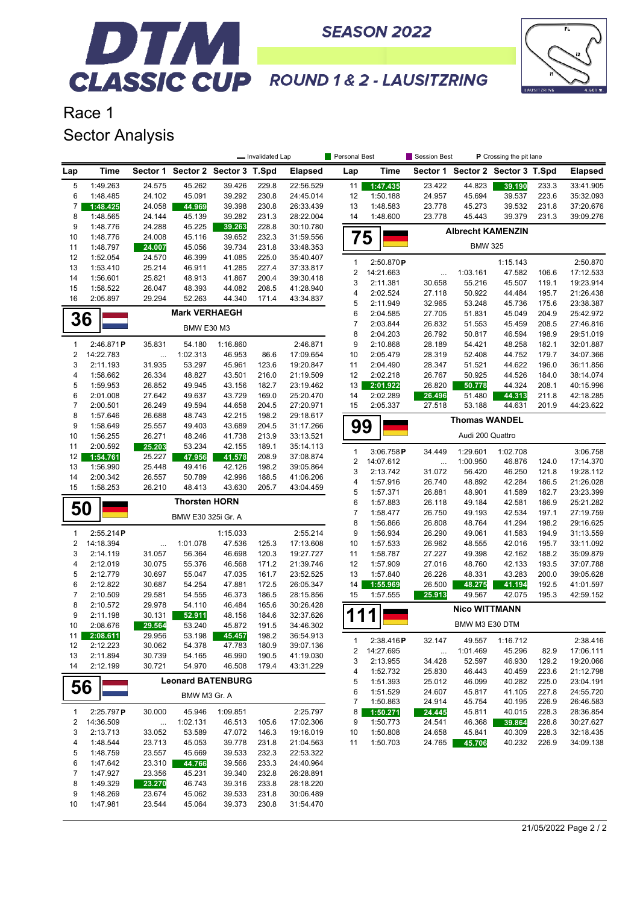# DTM CLASSIC CUP

SEASON 2022

ROUND 1 & 2 - LAUSITZRING

## Race 1

## Sector Analysis

— Invalidated Lap | Personal Best | Session Best | P Crossing the pit lane

| Lap | Time | Sector 1 | Sector 2 | Sector 3 | T.Spd | Elapsed |
|---|---|---|---|---|---|---|
| 5 | 1:49.263 | 24.575 | 45.262 | 39.426 | 229.8 | 22:56.529 |
| 6 | 1:48.485 | 24.102 | 45.091 | 39.292 | 230.8 | 24:45.014 |
| 7 | 1:48.425 | 24.058 | 44.969 | 39.398 | 230.8 | 26:33.439 |
| 8 | 1:48.565 | 24.144 | 45.139 | 39.282 | 231.3 | 28:22.004 |
| 9 | 1:48.776 | 24.288 | 45.225 | 39.263 | 228.8 | 30:10.780 |
| 10 | 1:48.776 | 24.008 | 45.116 | 39.652 | 232.3 | 31:59.556 |
| 11 | 1:48.797 | 24.007 | 45.056 | 39.734 | 231.8 | 33:48.353 |
| 12 | 1:52.054 | 24.570 | 46.399 | 41.085 | 225.0 | 35:40.407 |
| 13 | 1:53.410 | 25.214 | 46.911 | 41.285 | 227.4 | 37:33.817 |
| 14 | 1:56.601 | 25.821 | 48.913 | 41.867 | 200.4 | 39:30.418 |
| 15 | 1:58.522 | 26.047 | 48.393 | 44.082 | 208.5 | 41:28.940 |
| 16 | 2:05.897 | 29.294 | 52.263 | 44.340 | 171.4 | 43:34.837 |

### 36 — Mark VERHAEGH — BMW E30 M3

| Lap | Time | Sector 1 | Sector 2 | Sector 3 | T.Spd | Elapsed |
|---|---|---|---|---|---|---|
| 1 | 2:46.871 P | 35.831 | 54.180 | 1:16.860 | | 2:46.871 |
| 2 | 14:22.783 | ... | 1:02.313 | 46.953 | 86.6 | 17:09.654 |
| 3 | 2:11.193 | 31.935 | 53.297 | 45.961 | 123.6 | 19:20.847 |
| 4 | 1:58.662 | 26.334 | 48.827 | 43.501 | 216.0 | 21:19.509 |
| 5 | 1:59.953 | 26.852 | 49.945 | 43.156 | 182.7 | 23:19.462 |
| 6 | 2:01.008 | 27.642 | 49.637 | 43.729 | 169.0 | 25:20.470 |
| 7 | 2:00.501 | 26.249 | 49.594 | 44.658 | 204.5 | 27:20.971 |
| 8 | 1:57.646 | 26.688 | 48.743 | 42.215 | 198.2 | 29:18.617 |
| 9 | 1:58.649 | 25.557 | 49.403 | 43.689 | 204.5 | 31:17.266 |
| 10 | 1:56.255 | 26.271 | 48.246 | 41.738 | 213.9 | 33:13.521 |
| 11 | 2:00.592 | 25.203 | 53.234 | 42.155 | 189.1 | 35:14.113 |
| 12 | 1:54.761 | 25.227 | 47.956 | 41.578 | 208.9 | 37:08.874 |
| 13 | 1:56.990 | 25.448 | 49.416 | 42.126 | 198.2 | 39:05.864 |
| 14 | 2:00.342 | 26.557 | 50.789 | 42.996 | 188.5 | 41:06.206 |
| 15 | 1:58.253 | 26.210 | 48.413 | 43.630 | 205.7 | 43:04.459 |

### 50 — Thorsten HORN — BMW E30 325i Gr. A

| Lap | Time | Sector 1 | Sector 2 | Sector 3 | T.Spd | Elapsed |
|---|---|---|---|---|---|---|
| 1 | 2:55.214 P | | | 1:15.033 | | 2:55.214 |
| 2 | 14:18.394 | ... | 1:01.078 | 47.536 | 125.3 | 17:13.608 |
| 3 | 2:14.119 | 31.057 | 56.364 | 46.698 | 120.3 | 19:27.727 |
| 4 | 2:12.019 | 30.075 | 55.376 | 46.568 | 171.2 | 21:39.746 |
| 5 | 2:12.779 | 30.697 | 55.047 | 47.035 | 161.7 | 23:52.525 |
| 6 | 2:12.822 | 30.687 | 54.254 | 47.881 | 172.5 | 26:05.347 |
| 7 | 2:10.509 | 29.581 | 54.555 | 46.373 | 186.5 | 28:15.856 |
| 8 | 2:10.572 | 29.978 | 54.110 | 46.484 | 165.6 | 30:26.428 |
| 9 | 2:11.198 | 30.131 | 52.911 | 48.156 | 184.6 | 32:37.626 |
| 10 | 2:08.676 | 29.564 | 53.240 | 45.872 | 191.5 | 34:46.302 |
| 11 | 2:08.611 | 29.956 | 53.198 | 45.457 | 198.2 | 36:54.913 |
| 12 | 2:12.223 | 30.062 | 54.378 | 47.783 | 180.9 | 39:07.136 |
| 13 | 2:11.894 | 30.739 | 54.165 | 46.990 | 190.5 | 41:19.030 |
| 14 | 2:12.199 | 30.721 | 54.970 | 46.508 | 179.4 | 43:31.229 |

### 56 — Leonard BATENBURG — BMW M3 Gr. A

| Lap | Time | Sector 1 | Sector 2 | Sector 3 | T.Spd | Elapsed |
|---|---|---|---|---|---|---|
| 1 | 2:25.797 P | 30.000 | 45.946 | 1:09.851 | | 2:25.797 |
| 2 | 14:36.509 | ... | 1:02.131 | 46.513 | 105.6 | 17:02.306 |
| 3 | 2:13.713 | 33.052 | 53.589 | 47.072 | 146.3 | 19:16.019 |
| 4 | 1:48.544 | 23.713 | 45.053 | 39.778 | 231.8 | 21:04.563 |
| 5 | 1:48.759 | 23.557 | 45.669 | 39.533 | 232.3 | 22:53.322 |
| 6 | 1:47.642 | 23.310 | 44.766 | 39.566 | 233.3 | 24:40.964 |
| 7 | 1:47.927 | 23.356 | 45.231 | 39.340 | 232.8 | 26:28.891 |
| 8 | 1:49.329 | 23.270 | 46.743 | 39.316 | 233.8 | 28:18.220 |
| 9 | 1:48.269 | 23.674 | 45.062 | 39.533 | 231.8 | 30:06.489 |
| 10 | 1:47.981 | 23.544 | 45.064 | 39.373 | 230.8 | 31:54.470 |
| 11 | 1:47.435 | 23.422 | 44.823 | 39.190 | 233.3 | 33:41.905 |
| 12 | 1:50.188 | 24.957 | 45.694 | 39.537 | 223.6 | 35:32.093 |
| 13 | 1:48.583 | 23.778 | 45.273 | 39.532 | 231.8 | 37:20.676 |
| 14 | 1:48.600 | 23.778 | 45.443 | 39.379 | 231.3 | 39:09.276 |

### 75 — Albrecht KAMENZIN — BMW 325

| Lap | Time | Sector 1 | Sector 2 | Sector 3 | T.Spd | Elapsed |
|---|---|---|---|---|---|---|
| 1 | 2:50.870 P | | | 1:15.143 | | 2:50.870 |
| 2 | 14:21.663 | ... | 1:03.161 | 47.582 | 106.6 | 17:12.533 |
| 3 | 2:11.381 | 30.658 | 55.216 | 45.507 | 119.1 | 19:23.914 |
| 4 | 2:02.524 | 27.118 | 50.922 | 44.484 | 195.7 | 21:26.438 |
| 5 | 2:11.949 | 32.965 | 53.248 | 45.736 | 175.6 | 23:38.387 |
| 6 | 2:04.585 | 27.705 | 51.831 | 45.049 | 204.9 | 25:42.972 |
| 7 | 2:03.844 | 26.832 | 51.553 | 45.459 | 208.5 | 27:46.816 |
| 8 | 2:04.203 | 26.792 | 50.817 | 46.594 | 198.9 | 29:51.019 |
| 9 | 2:10.868 | 28.189 | 54.421 | 48.258 | 182.1 | 32:01.887 |
| 10 | 2:05.479 | 28.319 | 52.408 | 44.752 | 179.7 | 34:07.366 |
| 11 | 2:04.490 | 28.347 | 51.521 | 44.622 | 196.0 | 36:11.856 |
| 12 | 2:02.218 | 26.767 | 50.925 | 44.526 | 184.0 | 38:14.074 |
| 13 | 2:01.922 | 26.820 | 50.778 | 44.324 | 208.1 | 40:15.996 |
| 14 | 2:02.289 | 26.496 | 51.480 | 44.313 | 211.8 | 42:18.285 |
| 15 | 2:05.337 | 27.518 | 53.188 | 44.631 | 201.9 | 44:23.622 |

### 99 — Thomas WANDEL — Audi 200 Quattro

| Lap | Time | Sector 1 | Sector 2 | Sector 3 | T.Spd | Elapsed |
|---|---|---|---|---|---|---|
| 1 | 3:06.758 P | 34.449 | 1:29.601 | 1:02.708 | | 3:06.758 |
| 2 | 14:07.612 | ... | 1:00.950 | 46.876 | 124.0 | 17:14.370 |
| 3 | 2:13.742 | 31.072 | 56.420 | 46.250 | 121.8 | 19:28.112 |
| 4 | 1:57.916 | 26.740 | 48.892 | 42.284 | 186.5 | 21:26.028 |
| 5 | 1:57.371 | 26.881 | 48.901 | 41.589 | 182.7 | 23:23.399 |
| 6 | 1:57.883 | 26.118 | 49.184 | 42.581 | 186.9 | 25:21.282 |
| 7 | 1:58.477 | 26.750 | 49.193 | 42.534 | 197.1 | 27:19.759 |
| 8 | 1:56.866 | 26.808 | 48.764 | 41.294 | 198.2 | 29:16.625 |
| 9 | 1:56.934 | 26.290 | 49.061 | 41.583 | 194.9 | 31:13.559 |
| 10 | 1:57.533 | 26.962 | 48.555 | 42.016 | 195.7 | 33:11.092 |
| 11 | 1:58.787 | 27.227 | 49.398 | 42.162 | 188.2 | 35:09.879 |
| 12 | 1:57.909 | 27.016 | 48.760 | 42.133 | 193.5 | 37:07.788 |
| 13 | 1:57.840 | 26.226 | 48.331 | 43.283 | 200.0 | 39:05.628 |
| 14 | 1:55.969 | 26.500 | 48.275 | 41.194 | 192.5 | 41:01.597 |
| 15 | 1:57.555 | 25.913 | 49.567 | 42.075 | 195.3 | 42:59.152 |

### 111 — Nico WITTMANN — BMW M3 E30 DTM

| Lap | Time | Sector 1 | Sector 2 | Sector 3 | T.Spd | Elapsed |
|---|---|---|---|---|---|---|
| 1 | 2:38.416 P | 32.147 | 49.557 | 1:16.712 | | 2:38.416 |
| 2 | 14:27.695 | ... | 1:01.469 | 45.296 | 82.9 | 17:06.111 |
| 3 | 2:13.955 | 34.428 | 52.597 | 46.930 | 129.2 | 19:20.066 |
| 4 | 1:52.732 | 25.830 | 46.443 | 40.459 | 223.6 | 21:12.798 |
| 5 | 1:51.393 | 25.012 | 46.099 | 40.282 | 225.0 | 23:04.191 |
| 6 | 1:51.529 | 24.607 | 45.817 | 41.105 | 227.8 | 24:55.720 |
| 7 | 1:50.863 | 24.914 | 45.754 | 40.195 | 226.9 | 26:46.583 |
| 8 | 1:50.271 | 24.445 | 45.811 | 40.015 | 228.3 | 28:36.854 |
| 9 | 1:50.773 | 24.541 | 46.368 | 39.864 | 228.8 | 30:27.627 |
| 10 | 1:50.808 | 24.658 | 45.841 | 40.309 | 228.3 | 32:18.435 |
| 11 | 1:50.703 | 24.765 | 45.706 | 40.232 | 226.9 | 34:09.138 |

21/05/2022